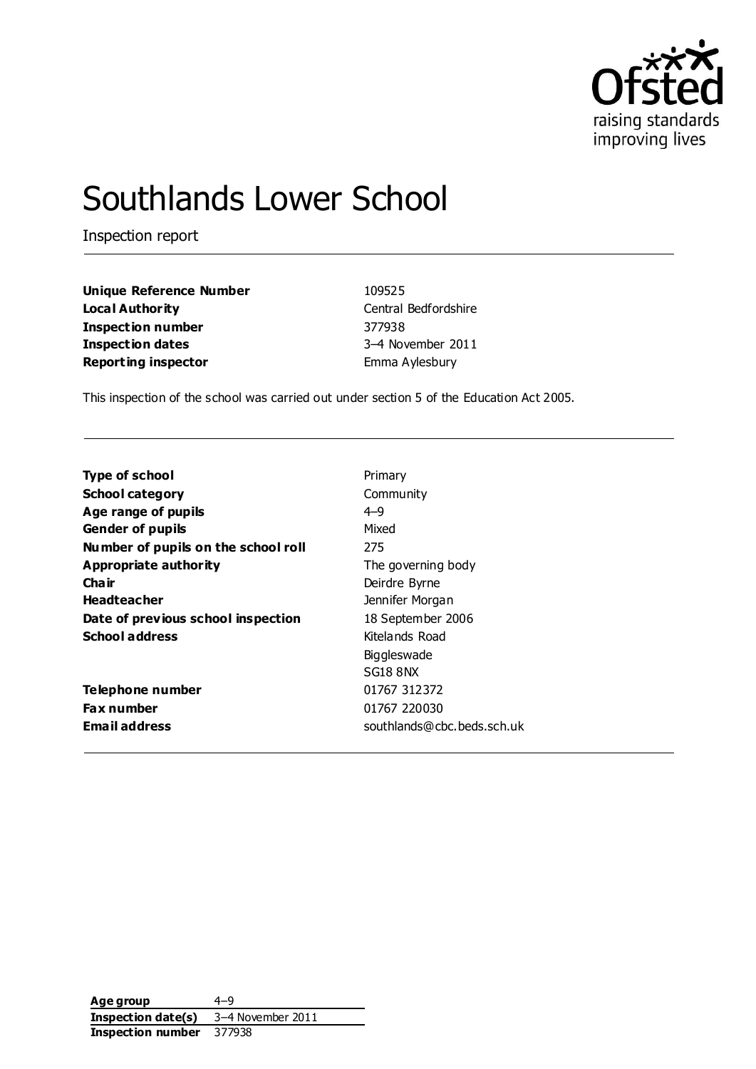# Southlands Lower School

Inspection report

| | |
|---|---|
| **Unique Reference Number** | 109525 |
| **Local Authority** | Central Bedfordshire |
| **Inspection number** | 377938 |
| **Inspection dates** | 3–4 November 2011 |
| **Reporting inspector** | Emma Aylesbury |

This inspection of the school was carried out under section 5 of the Education Act 2005.

| | |
|---|---|
| **Type of school** | Primary |
| **School category** | Community |
| **Age range of pupils** | 4–9 |
| **Gender of pupils** | Mixed |
| **Number of pupils on the school roll** | 275 |
| **Appropriate authority** | The governing body |
| **Chair** | Deirdre Byrne |
| **Headteacher** | Jennifer Morgan |
| **Date of previous school inspection** | 18 September 2006 |
| **School address** | Kitelands Road<br>Biggleswade<br>SG18 8NX |
| **Telephone number** | 01767 312372 |
| **Fax number** | 01767 220030 |
| **Email address** | southlands@cbc.beds.sch.uk |

| | |
|---|---|
| **Age group** | 4–9 |
| **Inspection date(s)** | 3–4 November 2011 |
| **Inspection number** | 377938 |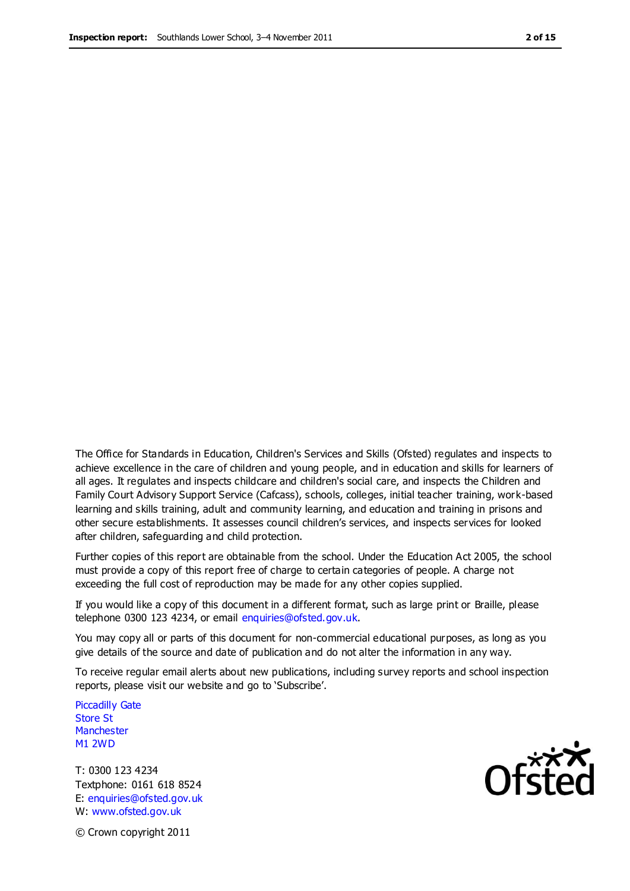The Office for Standards in Education, Children's Services and Skills (Ofsted) regulates and inspects to achieve excellence in the care of children and young people, and in education and skills for learners of all ages. It regulates and inspects childcare and children's social care, and inspects the Children and Family Court Advisory Support Service (Cafcass), schools, colleges, initial teacher training, work-based learning and skills training, adult and community learning, and education and training in prisons and other secure establishments. It assesses council children's services, and inspects services for looked after children, safeguarding and child protection.

Further copies of this report are obtainable from the school. Under the Education Act 2005, the school must provide a copy of this report free of charge to certain categories of people. A charge not exceeding the full cost of reproduction may be made for any other copies supplied.

If you would like a copy of this document in a different format, such as large print or Braille, please telephone 0300 123 4234, or email enquiries@ofsted.gov.uk.

You may copy all or parts of this document for non-commercial educational purposes, as long as you give details of the source and date of publication and do not alter the information in any way.

To receive regular email alerts about new publications, including survey reports and school inspection reports, please visit our website and go to 'Subscribe'.

Piccadilly Gate
Store St
Manchester
M1 2WD

T: 0300 123 4234
Textphone: 0161 618 8524
E: enquiries@ofsted.gov.uk
W: www.ofsted.gov.uk

© Crown copyright 2011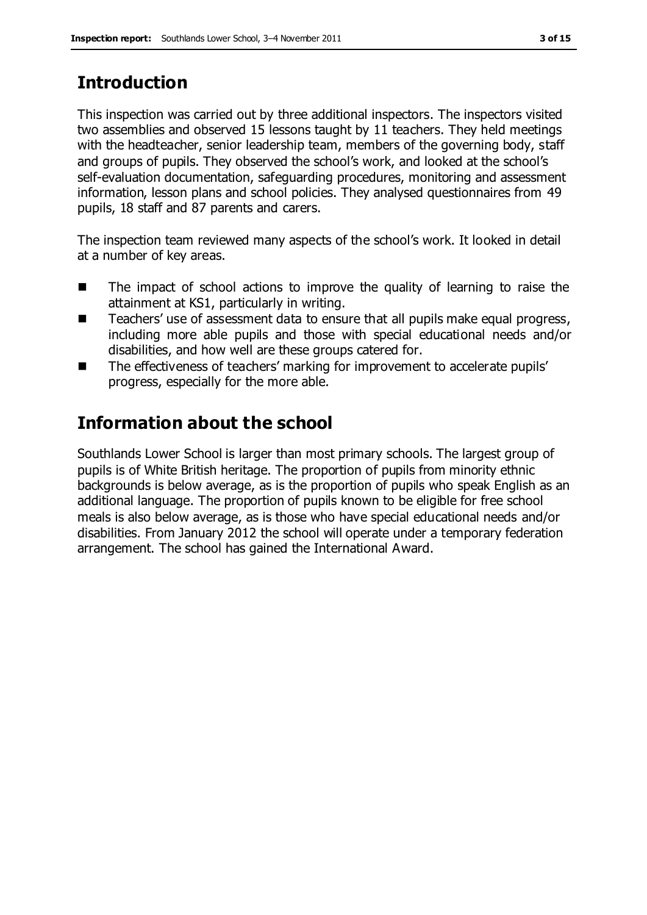## Introduction

This inspection was carried out by three additional inspectors. The inspectors visited two assemblies and observed 15 lessons taught by 11 teachers. They held meetings with the headteacher, senior leadership team, members of the governing body, staff and groups of pupils. They observed the school's work, and looked at the school's self-evaluation documentation, safeguarding procedures, monitoring and assessment information, lesson plans and school policies. They analysed questionnaires from 49 pupils, 18 staff and 87 parents and carers.

The inspection team reviewed many aspects of the school's work. It looked in detail at a number of key areas.

- The impact of school actions to improve the quality of learning to raise the attainment at KS1, particularly in writing.
- Teachers' use of assessment data to ensure that all pupils make equal progress, including more able pupils and those with special educational needs and/or disabilities, and how well are these groups catered for.
- The effectiveness of teachers' marking for improvement to accelerate pupils' progress, especially for the more able.

## Information about the school

Southlands Lower School is larger than most primary schools. The largest group of pupils is of White British heritage. The proportion of pupils from minority ethnic backgrounds is below average, as is the proportion of pupils who speak English as an additional language. The proportion of pupils known to be eligible for free school meals is also below average, as is those who have special educational needs and/or disabilities. From January 2012 the school will operate under a temporary federation arrangement. The school has gained the International Award.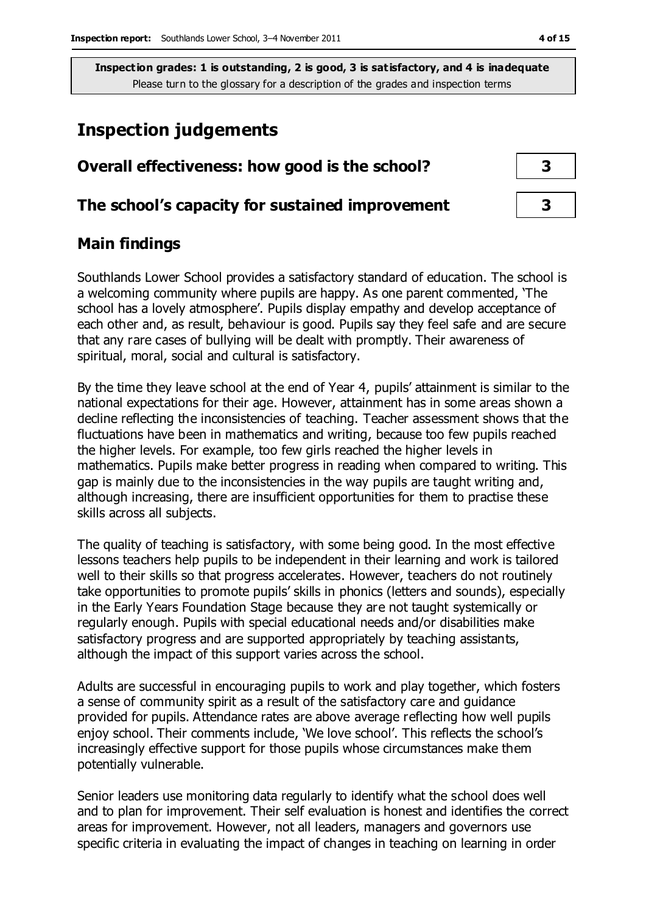**Inspection grades: 1 is outstanding, 2 is good, 3 is satisfactory, and 4 is inadequate**
Please turn to the glossary for a description of the grades and inspection terms

# Inspection judgements

| | |
|---|---|
| **Overall effectiveness: how good is the school?** | **3** |
| **The school's capacity for sustained improvement** | **3** |

## Main findings

Southlands Lower School provides a satisfactory standard of education. The school is a welcoming community where pupils are happy. As one parent commented, 'The school has a lovely atmosphere'. Pupils display empathy and develop acceptance of each other and, as result, behaviour is good. Pupils say they feel safe and are secure that any rare cases of bullying will be dealt with promptly. Their awareness of spiritual, moral, social and cultural is satisfactory.

By the time they leave school at the end of Year 4, pupils' attainment is similar to the national expectations for their age. However, attainment has in some areas shown a decline reflecting the inconsistencies of teaching. Teacher assessment shows that the fluctuations have been in mathematics and writing, because too few pupils reached the higher levels. For example, too few girls reached the higher levels in mathematics. Pupils make better progress in reading when compared to writing. This gap is mainly due to the inconsistencies in the way pupils are taught writing and, although increasing, there are insufficient opportunities for them to practise these skills across all subjects.

The quality of teaching is satisfactory, with some being good. In the most effective lessons teachers help pupils to be independent in their learning and work is tailored well to their skills so that progress accelerates. However, teachers do not routinely take opportunities to promote pupils' skills in phonics (letters and sounds), especially in the Early Years Foundation Stage because they are not taught systemically or regularly enough. Pupils with special educational needs and/or disabilities make satisfactory progress and are supported appropriately by teaching assistants, although the impact of this support varies across the school.

Adults are successful in encouraging pupils to work and play together, which fosters a sense of community spirit as a result of the satisfactory care and guidance provided for pupils. Attendance rates are above average reflecting how well pupils enjoy school. Their comments include, 'We love school'. This reflects the school's increasingly effective support for those pupils whose circumstances make them potentially vulnerable.

Senior leaders use monitoring data regularly to identify what the school does well and to plan for improvement. Their self evaluation is honest and identifies the correct areas for improvement. However, not all leaders, managers and governors use specific criteria in evaluating the impact of changes in teaching on learning in order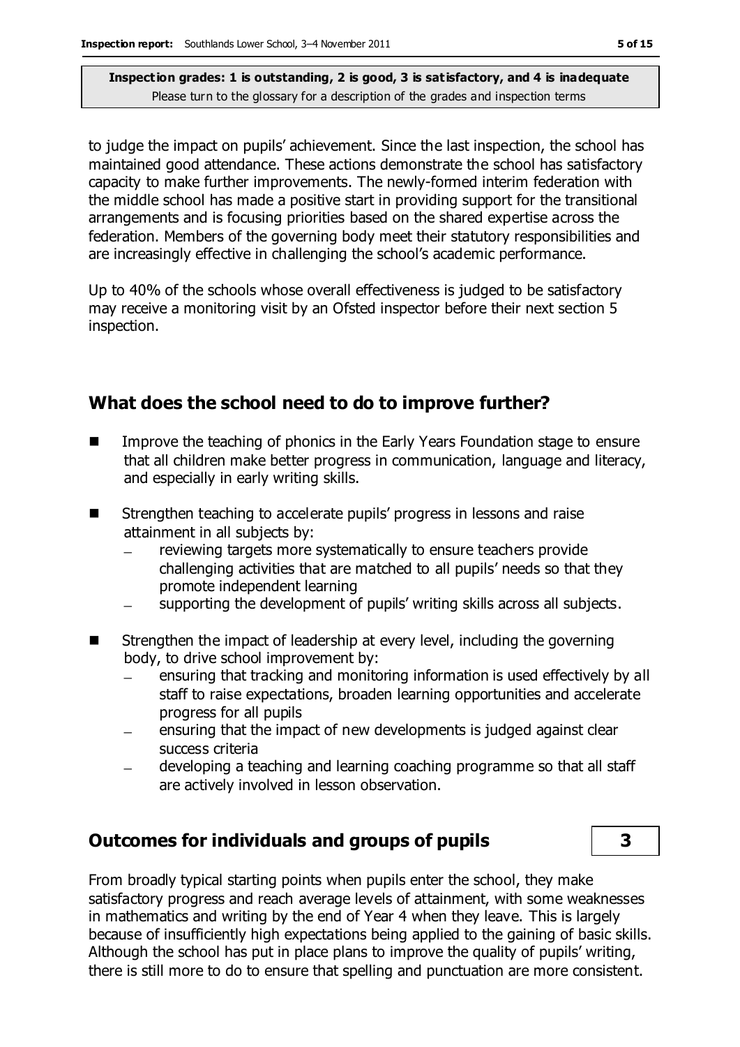to judge the impact on pupils' achievement. Since the last inspection, the school has maintained good attendance. These actions demonstrate the school has satisfactory capacity to make further improvements. The newly-formed interim federation with the middle school has made a positive start in providing support for the transitional arrangements and is focusing priorities based on the shared expertise across the federation. Members of the governing body meet their statutory responsibilities and are increasingly effective in challenging the school's academic performance.

Up to 40% of the schools whose overall effectiveness is judged to be satisfactory may receive a monitoring visit by an Ofsted inspector before their next section 5 inspection.

## What does the school need to do to improve further?

- Improve the teaching of phonics in the Early Years Foundation stage to ensure that all children make better progress in communication, language and literacy, and especially in early writing skills.
- Strengthen teaching to accelerate pupils' progress in lessons and raise attainment in all subjects by:
  - reviewing targets more systematically to ensure teachers provide challenging activities that are matched to all pupils' needs so that they promote independent learning
  - supporting the development of pupils' writing skills across all subjects.
- Strengthen the impact of leadership at every level, including the governing body, to drive school improvement by:
  - ensuring that tracking and monitoring information is used effectively by all staff to raise expectations, broaden learning opportunities and accelerate progress for all pupils
  - ensuring that the impact of new developments is judged against clear success criteria
  - developing a teaching and learning coaching programme so that all staff are actively involved in lesson observation.

## Outcomes for individuals and groups of pupils — 3

From broadly typical starting points when pupils enter the school, they make satisfactory progress and reach average levels of attainment, with some weaknesses in mathematics and writing by the end of Year 4 when they leave. This is largely because of insufficiently high expectations being applied to the gaining of basic skills. Although the school has put in place plans to improve the quality of pupils' writing, there is still more to do to ensure that spelling and punctuation are more consistent.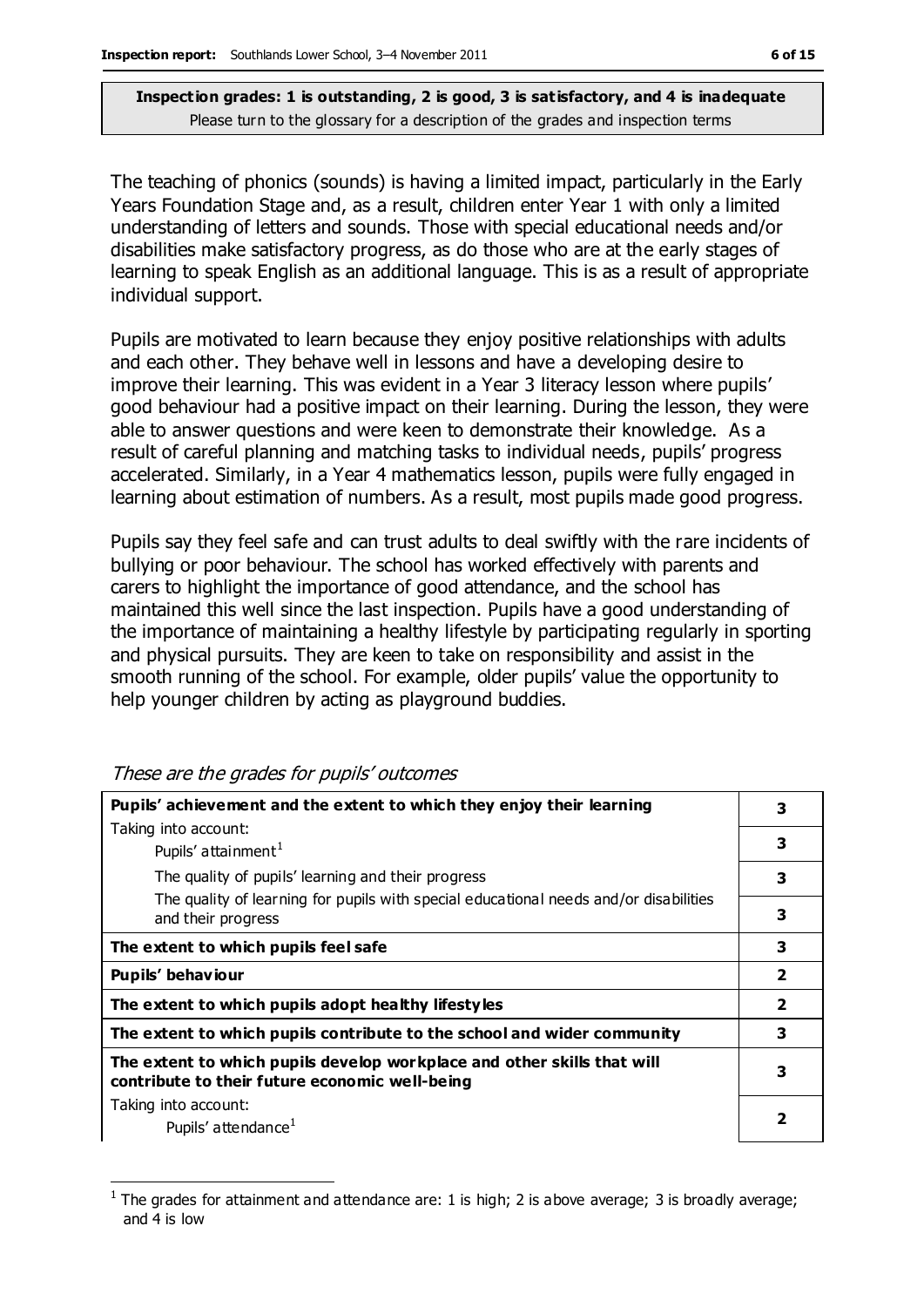**Inspection grades: 1 is outstanding, 2 is good, 3 is satisfactory, and 4 is inadequate**
Please turn to the glossary for a description of the grades and inspection terms

The teaching of phonics (sounds) is having a limited impact, particularly in the Early Years Foundation Stage and, as a result, children enter Year 1 with only a limited understanding of letters and sounds. Those with special educational needs and/or disabilities make satisfactory progress, as do those who are at the early stages of learning to speak English as an additional language. This is as a result of appropriate individual support.

Pupils are motivated to learn because they enjoy positive relationships with adults and each other. They behave well in lessons and have a developing desire to improve their learning. This was evident in a Year 3 literacy lesson where pupils' good behaviour had a positive impact on their learning. During the lesson, they were able to answer questions and were keen to demonstrate their knowledge. As a result of careful planning and matching tasks to individual needs, pupils' progress accelerated. Similarly, in a Year 4 mathematics lesson, pupils were fully engaged in learning about estimation of numbers. As a result, most pupils made good progress.

Pupils say they feel safe and can trust adults to deal swiftly with the rare incidents of bullying or poor behaviour. The school has worked effectively with parents and carers to highlight the importance of good attendance, and the school has maintained this well since the last inspection. Pupils have a good understanding of the importance of maintaining a healthy lifestyle by participating regularly in sporting and physical pursuits. They are keen to take on responsibility and assist in the smooth running of the school. For example, older pupils' value the opportunity to help younger children by acting as playground buddies.

*These are the grades for pupils' outcomes*

| | |
|---|---|
| **Pupils' achievement and the extent to which they enjoy their learning** | 3 |
| Taking into account: Pupils' attainment[1] | 3 |
| The quality of pupils' learning and their progress | 3 |
| The quality of learning for pupils with special educational needs and/or disabilities and their progress | 3 |
| **The extent to which pupils feel safe** | 3 |
| **Pupils' behaviour** | 2 |
| **The extent to which pupils adopt healthy lifestyles** | 2 |
| **The extent to which pupils contribute to the school and wider community** | 3 |
| **The extent to which pupils develop workplace and other skills that will contribute to their future economic well-being** | 3 |
| Taking into account: Pupils' attendance[1] | 2 |

[1] The grades for attainment and attendance are: 1 is high; 2 is above average; 3 is broadly average; and 4 is low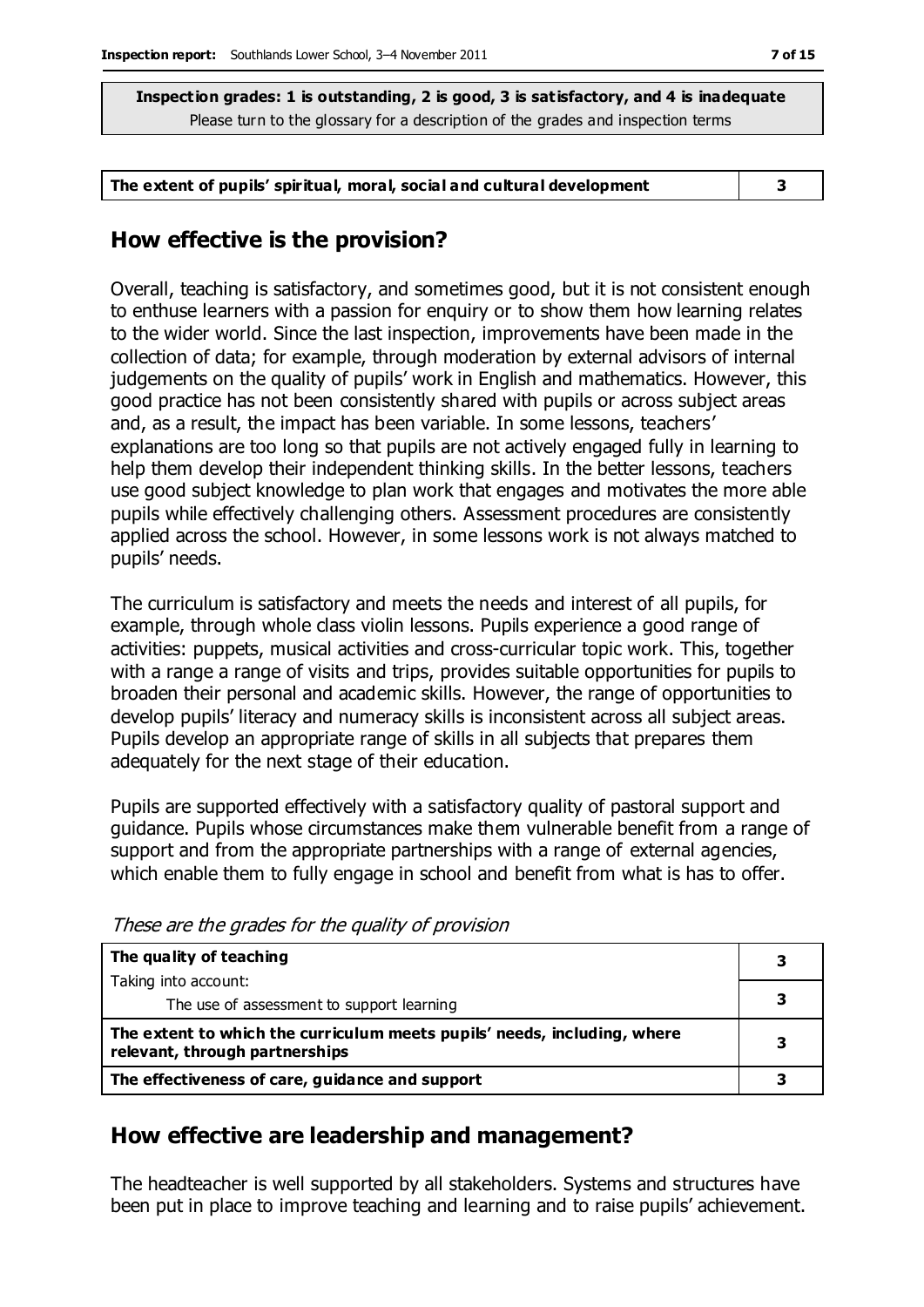**Inspection grades: 1 is outstanding, 2 is good, 3 is satisfactory, and 4 is inadequate**
Please turn to the glossary for a description of the grades and inspection terms

| The extent of pupils' spiritual, moral, social and cultural development | 3 |
|---|---|

## How effective is the provision?

Overall, teaching is satisfactory, and sometimes good, but it is not consistent enough to enthuse learners with a passion for enquiry or to show them how learning relates to the wider world. Since the last inspection, improvements have been made in the collection of data; for example, through moderation by external advisors of internal judgements on the quality of pupils' work in English and mathematics. However, this good practice has not been consistently shared with pupils or across subject areas and, as a result, the impact has been variable. In some lessons, teachers' explanations are too long so that pupils are not actively engaged fully in learning to help them develop their independent thinking skills. In the better lessons, teachers use good subject knowledge to plan work that engages and motivates the more able pupils while effectively challenging others. Assessment procedures are consistently applied across the school. However, in some lessons work is not always matched to pupils' needs.

The curriculum is satisfactory and meets the needs and interest of all pupils, for example, through whole class violin lessons. Pupils experience a good range of activities: puppets, musical activities and cross-curricular topic work. This, together with a range a range of visits and trips, provides suitable opportunities for pupils to broaden their personal and academic skills. However, the range of opportunities to develop pupils' literacy and numeracy skills is inconsistent across all subject areas. Pupils develop an appropriate range of skills in all subjects that prepares them adequately for the next stage of their education.

Pupils are supported effectively with a satisfactory quality of pastoral support and guidance. Pupils whose circumstances make them vulnerable benefit from a range of support and from the appropriate partnerships with a range of external agencies, which enable them to fully engage in school and benefit from what is has to offer.

*These are the grades for the quality of provision*

| | |
|---|---|
| **The quality of teaching** | 3 |
| Taking into account: The use of assessment to support learning | 3 |
| **The extent to which the curriculum meets pupils' needs, including, where relevant, through partnerships** | 3 |
| **The effectiveness of care, guidance and support** | 3 |

## How effective are leadership and management?

The headteacher is well supported by all stakeholders. Systems and structures have been put in place to improve teaching and learning and to raise pupils' achievement.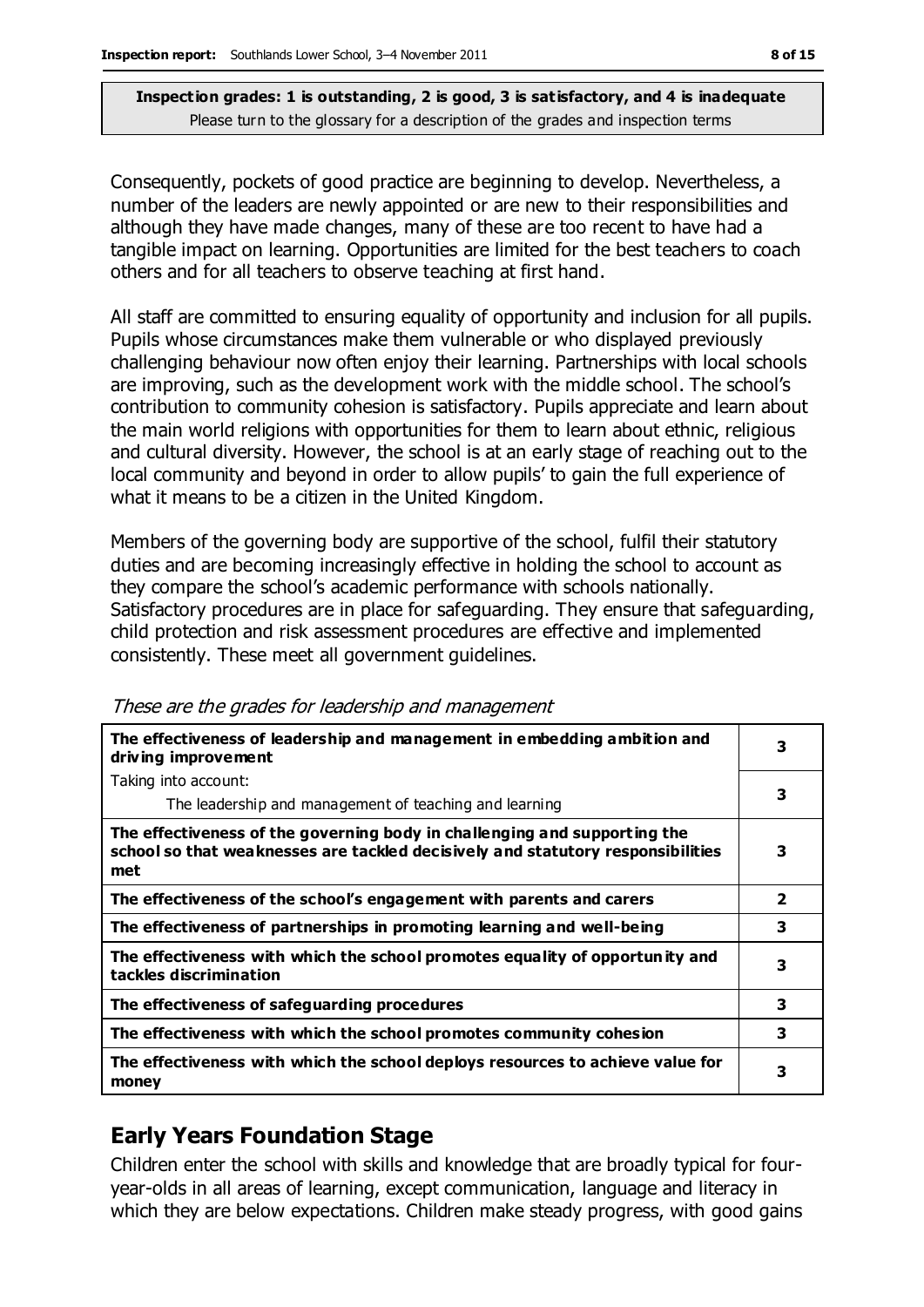**Inspection grades: 1 is outstanding, 2 is good, 3 is satisfactory, and 4 is inadequate**
Please turn to the glossary for a description of the grades and inspection terms

Consequently, pockets of good practice are beginning to develop. Nevertheless, a number of the leaders are newly appointed or are new to their responsibilities and although they have made changes, many of these are too recent to have had a tangible impact on learning. Opportunities are limited for the best teachers to coach others and for all teachers to observe teaching at first hand.

All staff are committed to ensuring equality of opportunity and inclusion for all pupils. Pupils whose circumstances make them vulnerable or who displayed previously challenging behaviour now often enjoy their learning. Partnerships with local schools are improving, such as the development work with the middle school. The school's contribution to community cohesion is satisfactory. Pupils appreciate and learn about the main world religions with opportunities for them to learn about ethnic, religious and cultural diversity. However, the school is at an early stage of reaching out to the local community and beyond in order to allow pupils' to gain the full experience of what it means to be a citizen in the United Kingdom.

Members of the governing body are supportive of the school, fulfil their statutory duties and are becoming increasingly effective in holding the school to account as they compare the school's academic performance with schools nationally. Satisfactory procedures are in place for safeguarding. They ensure that safeguarding, child protection and risk assessment procedures are effective and implemented consistently. These meet all government guidelines.

*These are the grades for leadership and management*

| | |
|---|---|
| **The effectiveness of leadership and management in embedding ambition and driving improvement** | 3 |
| Taking into account: The leadership and management of teaching and learning | 3 |
| **The effectiveness of the governing body in challenging and supporting the school so that weaknesses are tackled decisively and statutory responsibilities met** | 3 |
| **The effectiveness of the school's engagement with parents and carers** | 2 |
| **The effectiveness of partnerships in promoting learning and well-being** | 3 |
| **The effectiveness with which the school promotes equality of opportunity and tackles discrimination** | 3 |
| **The effectiveness of safeguarding procedures** | 3 |
| **The effectiveness with which the school promotes community cohesion** | 3 |
| **The effectiveness with which the school deploys resources to achieve value for money** | 3 |

## Early Years Foundation Stage

Children enter the school with skills and knowledge that are broadly typical for four-year-olds in all areas of learning, except communication, language and literacy in which they are below expectations. Children make steady progress, with good gains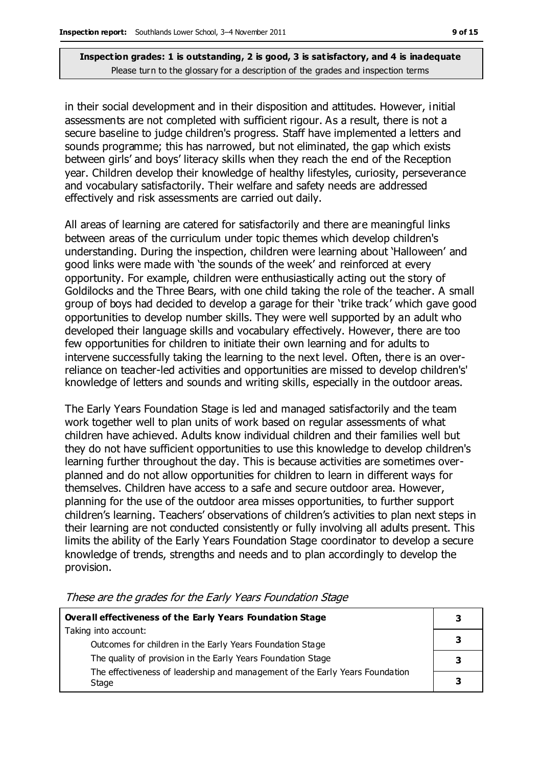**Inspection grades: 1 is outstanding, 2 is good, 3 is satisfactory, and 4 is inadequate**
Please turn to the glossary for a description of the grades and inspection terms

in their social development and in their disposition and attitudes. However, initial assessments are not completed with sufficient rigour. As a result, there is not a secure baseline to judge children's progress. Staff have implemented a letters and sounds programme; this has narrowed, but not eliminated, the gap which exists between girls' and boys' literacy skills when they reach the end of the Reception year. Children develop their knowledge of healthy lifestyles, curiosity, perseverance and vocabulary satisfactorily. Their welfare and safety needs are addressed effectively and risk assessments are carried out daily.

All areas of learning are catered for satisfactorily and there are meaningful links between areas of the curriculum under topic themes which develop children's understanding. During the inspection, children were learning about 'Halloween' and good links were made with 'the sounds of the week' and reinforced at every opportunity. For example, children were enthusiastically acting out the story of Goldilocks and the Three Bears, with one child taking the role of the teacher. A small group of boys had decided to develop a garage for their 'trike track' which gave good opportunities to develop number skills. They were well supported by an adult who developed their language skills and vocabulary effectively. However, there are too few opportunities for children to initiate their own learning and for adults to intervene successfully taking the learning to the next level. Often, there is an over-reliance on teacher-led activities and opportunities are missed to develop children's' knowledge of letters and sounds and writing skills, especially in the outdoor areas.

The Early Years Foundation Stage is led and managed satisfactorily and the team work together well to plan units of work based on regular assessments of what children have achieved. Adults know individual children and their families well but they do not have sufficient opportunities to use this knowledge to develop children's learning further throughout the day. This is because activities are sometimes over-planned and do not allow opportunities for children to learn in different ways for themselves. Children have access to a safe and secure outdoor area. However, planning for the use of the outdoor area misses opportunities, to further support children's learning. Teachers' observations of children's activities to plan next steps in their learning are not conducted consistently or fully involving all adults present. This limits the ability of the Early Years Foundation Stage coordinator to develop a secure knowledge of trends, strengths and needs and to plan accordingly to develop the provision.

*These are the grades for the Early Years Foundation Stage*

| **Overall effectiveness of the Early Years Foundation Stage** | **3** |
|---|---|
| Taking into account: | |
| Outcomes for children in the Early Years Foundation Stage | **3** |
| The quality of provision in the Early Years Foundation Stage | **3** |
| The effectiveness of leadership and management of the Early Years Foundation Stage | **3** |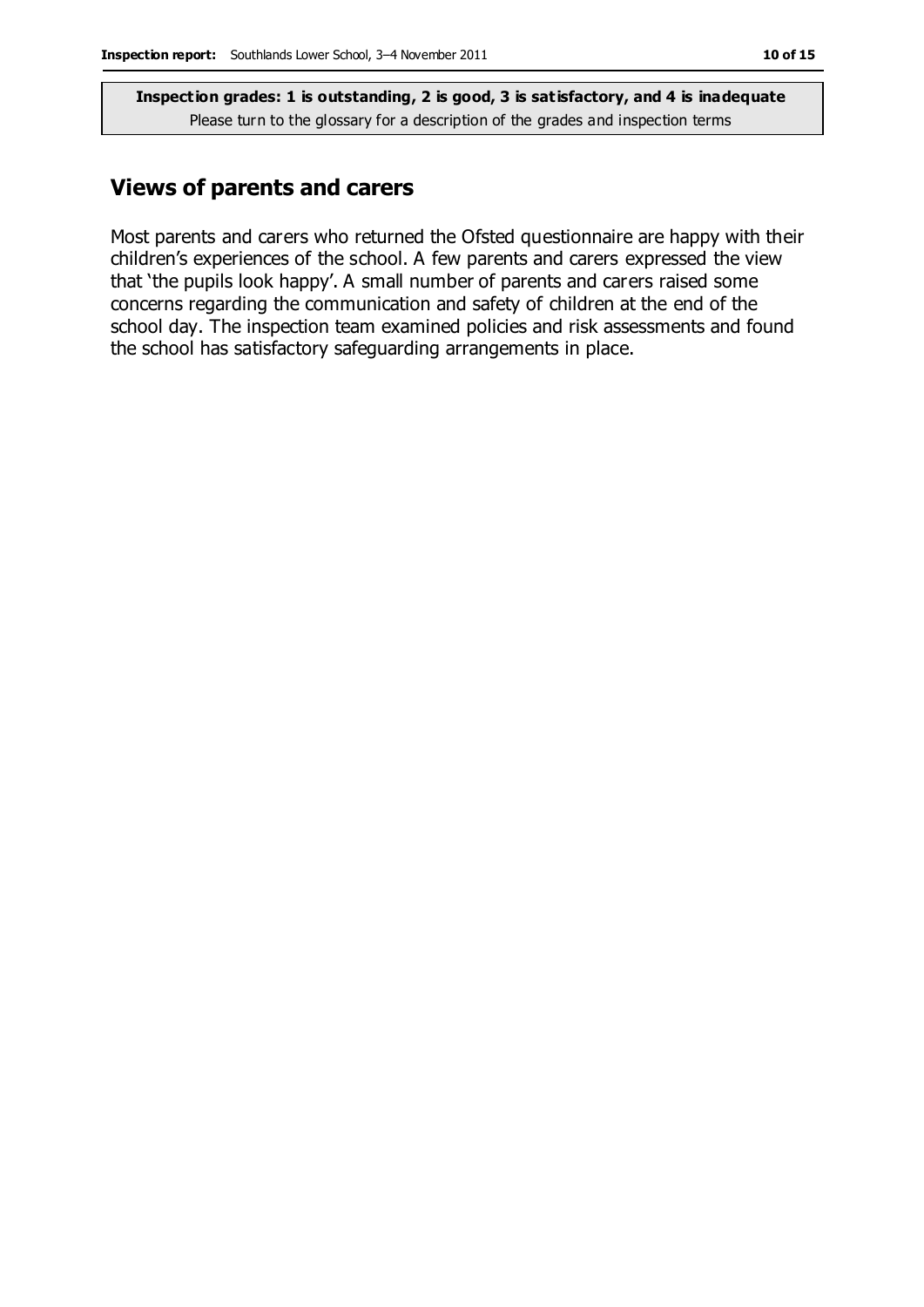**Inspection grades: 1 is outstanding, 2 is good, 3 is satisfactory, and 4 is inadequate**
Please turn to the glossary for a description of the grades and inspection terms

## Views of parents and carers

Most parents and carers who returned the Ofsted questionnaire are happy with their children's experiences of the school. A few parents and carers expressed the view that 'the pupils look happy'. A small number of parents and carers raised some concerns regarding the communication and safety of children at the end of the school day. The inspection team examined policies and risk assessments and found the school has satisfactory safeguarding arrangements in place.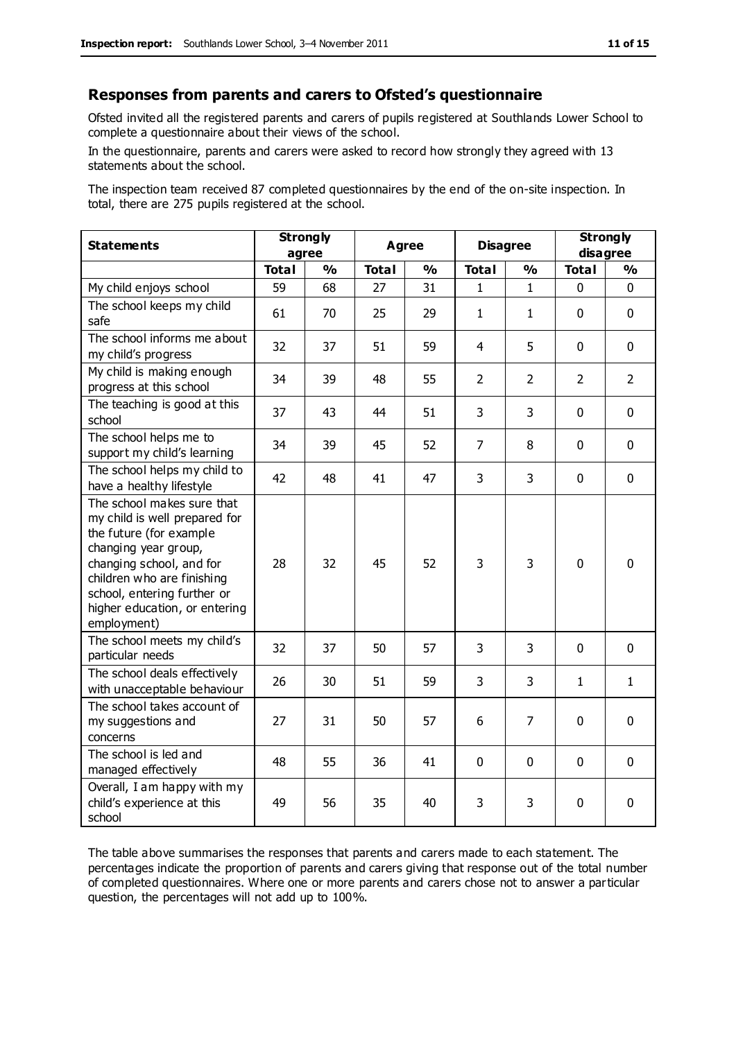## Responses from parents and carers to Ofsted's questionnaire

Ofsted invited all the registered parents and carers of pupils registered at Southlands Lower School to complete a questionnaire about their views of the school.

In the questionnaire, parents and carers were asked to record how strongly they agreed with 13 statements about the school.

The inspection team received 87 completed questionnaires by the end of the on-site inspection. In total, there are 275 pupils registered at the school.

| Statements | Strongly agree | | Agree | | Disagree | | Strongly disagree | |
|---|---|---|---|---|---|---|---|---|
| | Total | % | Total | % | Total | % | Total | % |
| My child enjoys school | 59 | 68 | 27 | 31 | 1 | 1 | 0 | 0 |
| The school keeps my child safe | 61 | 70 | 25 | 29 | 1 | 1 | 0 | 0 |
| The school informs me about my child's progress | 32 | 37 | 51 | 59 | 4 | 5 | 0 | 0 |
| My child is making enough progress at this school | 34 | 39 | 48 | 55 | 2 | 2 | 2 | 2 |
| The teaching is good at this school | 37 | 43 | 44 | 51 | 3 | 3 | 0 | 0 |
| The school helps me to support my child's learning | 34 | 39 | 45 | 52 | 7 | 8 | 0 | 0 |
| The school helps my child to have a healthy lifestyle | 42 | 48 | 41 | 47 | 3 | 3 | 0 | 0 |
| The school makes sure that my child is well prepared for the future (for example changing year group, changing school, and for children who are finishing school, entering further or higher education, or entering employment) | 28 | 32 | 45 | 52 | 3 | 3 | 0 | 0 |
| The school meets my child's particular needs | 32 | 37 | 50 | 57 | 3 | 3 | 0 | 0 |
| The school deals effectively with unacceptable behaviour | 26 | 30 | 51 | 59 | 3 | 3 | 1 | 1 |
| The school takes account of my suggestions and concerns | 27 | 31 | 50 | 57 | 6 | 7 | 0 | 0 |
| The school is led and managed effectively | 48 | 55 | 36 | 41 | 0 | 0 | 0 | 0 |
| Overall, I am happy with my child's experience at this school | 49 | 56 | 35 | 40 | 3 | 3 | 0 | 0 |

The table above summarises the responses that parents and carers made to each statement. The percentages indicate the proportion of parents and carers giving that response out of the total number of completed questionnaires. Where one or more parents and carers chose not to answer a particular question, the percentages will not add up to 100%.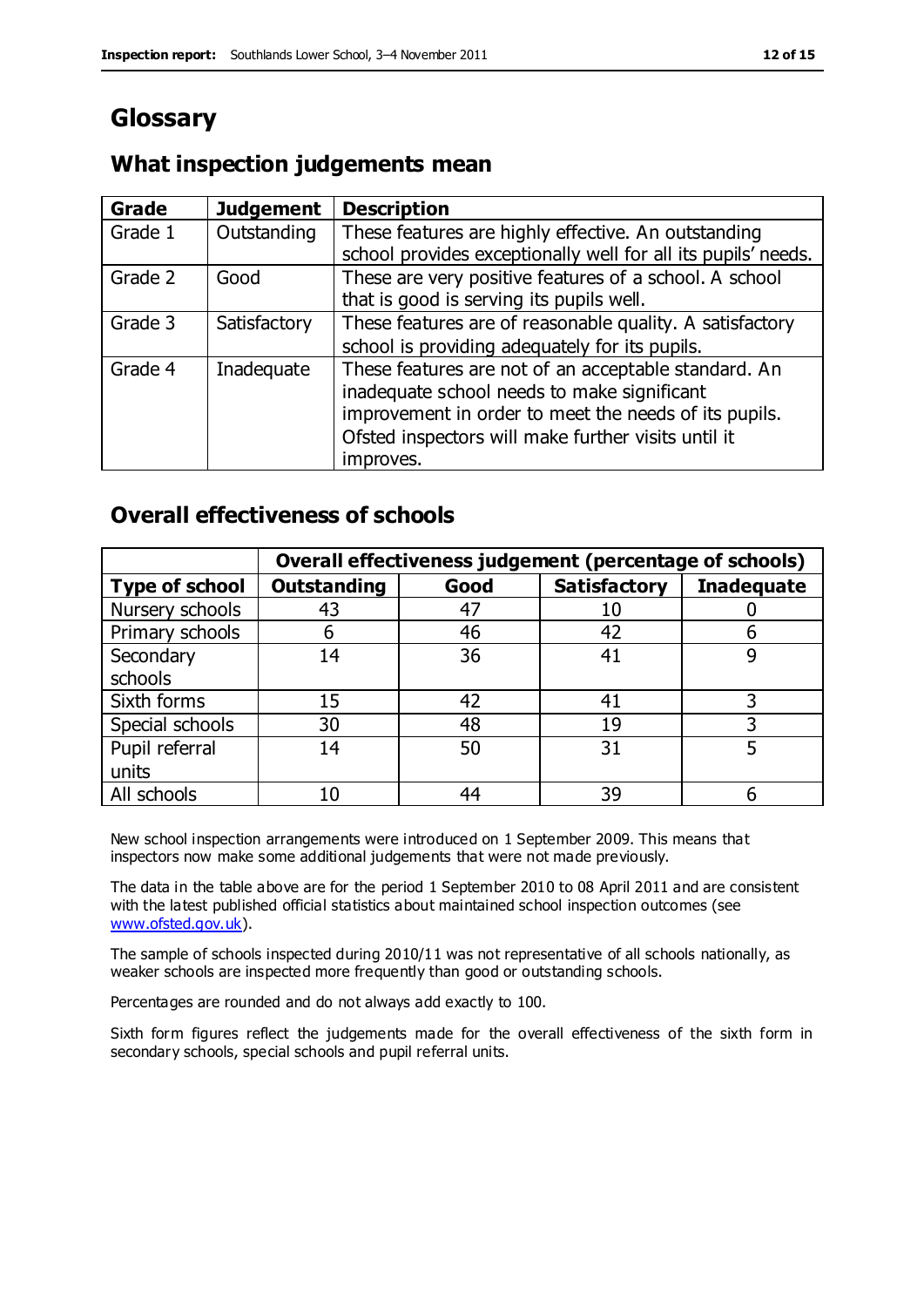# Glossary

## What inspection judgements mean

| Grade | Judgement | Description |
|---|---|---|
| Grade 1 | Outstanding | These features are highly effective. An outstanding school provides exceptionally well for all its pupils' needs. |
| Grade 2 | Good | These are very positive features of a school. A school that is good is serving its pupils well. |
| Grade 3 | Satisfactory | These features are of reasonable quality. A satisfactory school is providing adequately for its pupils. |
| Grade 4 | Inadequate | These features are not of an acceptable standard. An inadequate school needs to make significant improvement in order to meet the needs of its pupils. Ofsted inspectors will make further visits until it improves. |

## Overall effectiveness of schools

| | Overall effectiveness judgement (percentage of schools) | | | |
|---|---|---|---|---|
| **Type of school** | **Outstanding** | **Good** | **Satisfactory** | **Inadequate** |
| Nursery schools | 43 | 47 | 10 | 0 |
| Primary schools | 6 | 46 | 42 | 6 |
| Secondary schools | 14 | 36 | 41 | 9 |
| Sixth forms | 15 | 42 | 41 | 3 |
| Special schools | 30 | 48 | 19 | 3 |
| Pupil referral units | 14 | 50 | 31 | 5 |
| All schools | 10 | 44 | 39 | 6 |

New school inspection arrangements were introduced on 1 September 2009. This means that inspectors now make some additional judgements that were not made previously.

The data in the table above are for the period 1 September 2010 to 08 April 2011 and are consistent with the latest published official statistics about maintained school inspection outcomes (see www.ofsted.gov.uk).

The sample of schools inspected during 2010/11 was not representative of all schools nationally, as weaker schools are inspected more frequently than good or outstanding schools.

Percentages are rounded and do not always add exactly to 100.

Sixth form figures reflect the judgements made for the overall effectiveness of the sixth form in secondary schools, special schools and pupil referral units.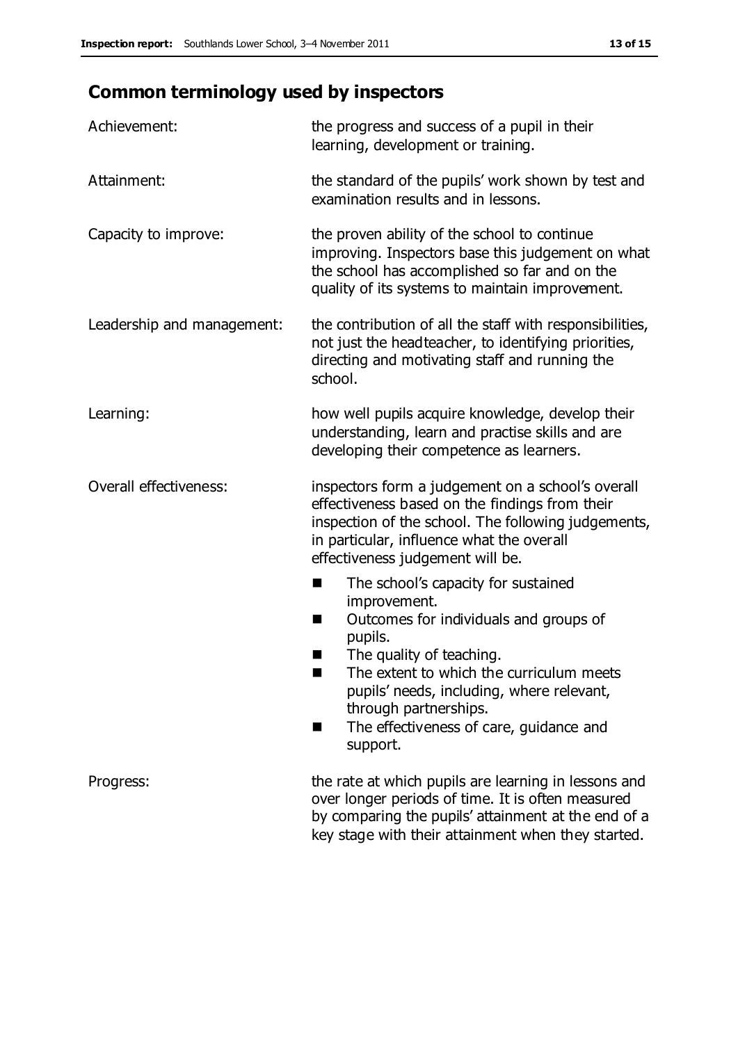## Common terminology used by inspectors

| | |
|---|---|
| Achievement: | the progress and success of a pupil in their learning, development or training. |
| Attainment: | the standard of the pupils' work shown by test and examination results and in lessons. |
| Capacity to improve: | the proven ability of the school to continue improving. Inspectors base this judgement on what the school has accomplished so far and on the quality of its systems to maintain improvement. |
| Leadership and management: | the contribution of all the staff with responsibilities, not just the headteacher, to identifying priorities, directing and motivating staff and running the school. |
| Learning: | how well pupils acquire knowledge, develop their understanding, learn and practise skills and are developing their competence as learners. |
| Overall effectiveness: | inspectors form a judgement on a school's overall effectiveness based on the findings from their inspection of the school. The following judgements, in particular, influence what the overall effectiveness judgement will be. <br>■ The school's capacity for sustained improvement.<br>■ Outcomes for individuals and groups of pupils.<br>■ The quality of teaching.<br>■ The extent to which the curriculum meets pupils' needs, including, where relevant, through partnerships.<br>■ The effectiveness of care, guidance and support. |
| Progress: | the rate at which pupils are learning in lessons and over longer periods of time. It is often measured by comparing the pupils' attainment at the end of a key stage with their attainment when they started. |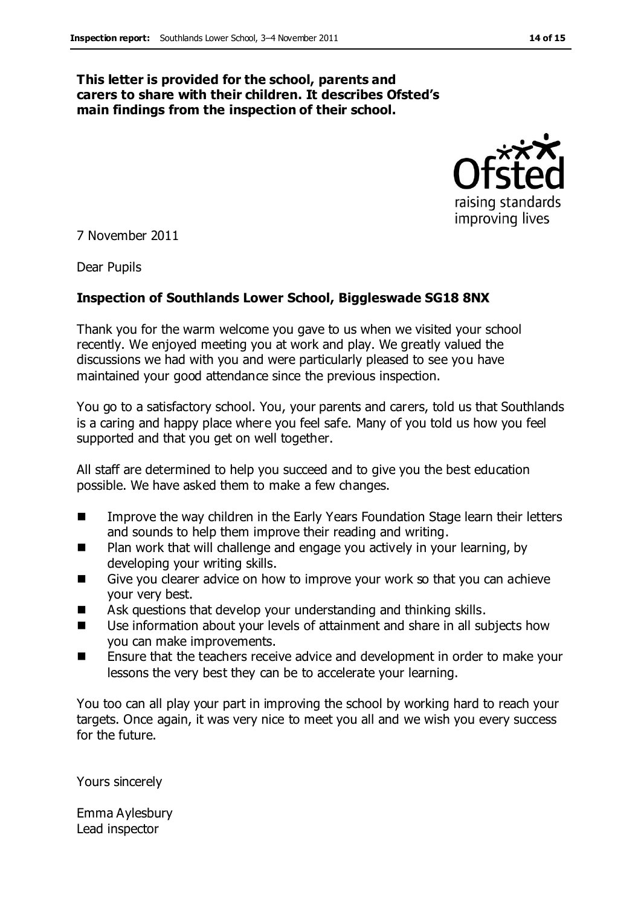**This letter is provided for the school, parents and carers to share with their children. It describes Ofsted's main findings from the inspection of their school.**

7 November 2011

Dear Pupils

**Inspection of Southlands Lower School, Biggleswade SG18 8NX**

Thank you for the warm welcome you gave to us when we visited your school recently. We enjoyed meeting you at work and play. We greatly valued the discussions we had with you and were particularly pleased to see you have maintained your good attendance since the previous inspection.

You go to a satisfactory school. You, your parents and carers, told us that Southlands is a caring and happy place where you feel safe. Many of you told us how you feel supported and that you get on well together.

All staff are determined to help you succeed and to give you the best education possible. We have asked them to make a few changes.

- Improve the way children in the Early Years Foundation Stage learn their letters and sounds to help them improve their reading and writing.
- Plan work that will challenge and engage you actively in your learning, by developing your writing skills.
- Give you clearer advice on how to improve your work so that you can achieve your very best.
- Ask questions that develop your understanding and thinking skills.
- Use information about your levels of attainment and share in all subjects how you can make improvements.
- Ensure that the teachers receive advice and development in order to make your lessons the very best they can be to accelerate your learning.

You too can all play your part in improving the school by working hard to reach your targets. Once again, it was very nice to meet you all and we wish you every success for the future.

Yours sincerely

Emma Aylesbury
Lead inspector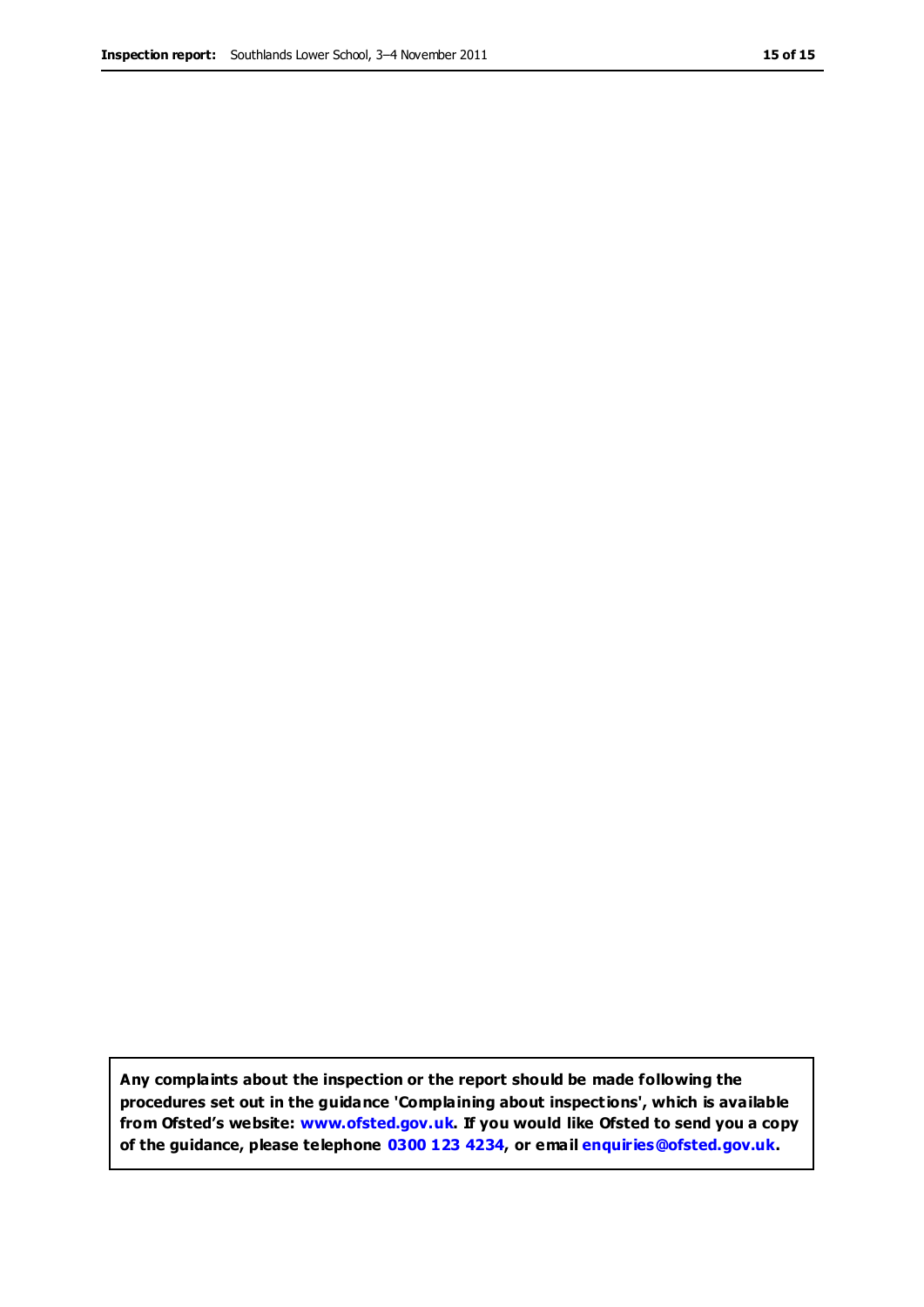**Any complaints about the inspection or the report should be made following the procedures set out in the guidance 'Complaining about inspections', which is available from Ofsted's website: www.ofsted.gov.uk. If you would like Ofsted to send you a copy of the guidance, please telephone 0300 123 4234, or email enquiries@ofsted.gov.uk.**